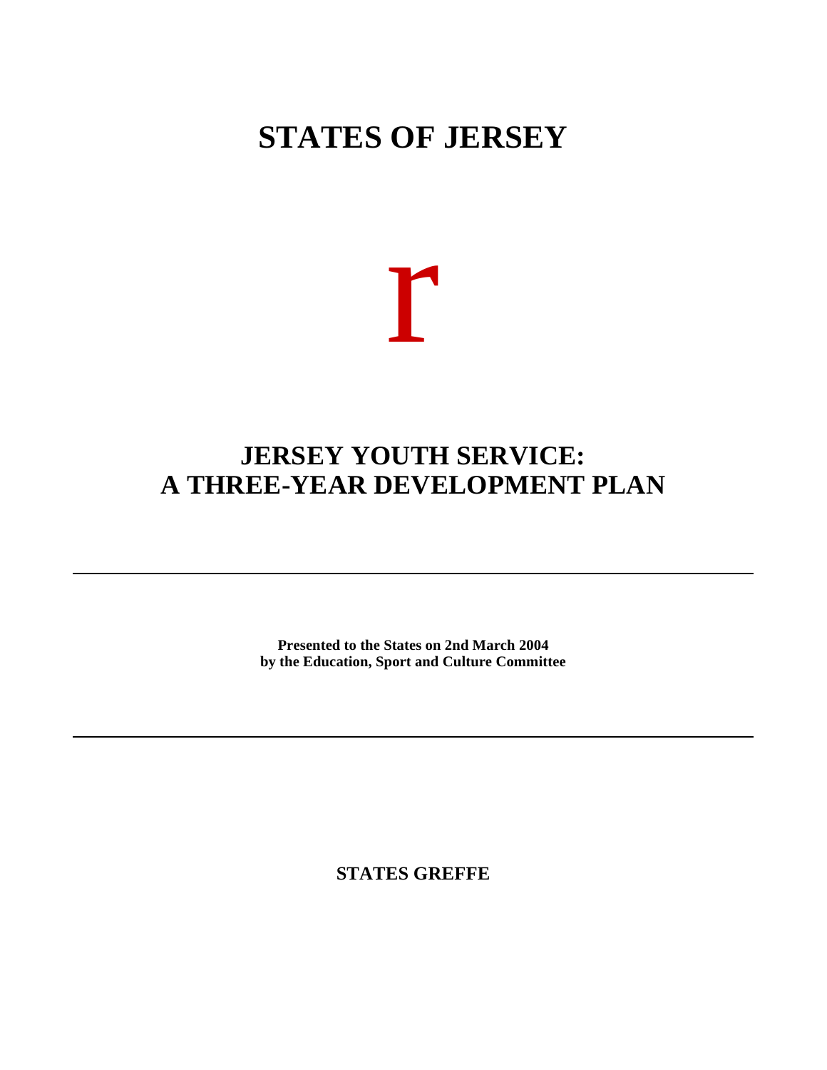# STATES OF JERSEY

r

## JERSEY YOUTH SERVICE: A THREE-YEAR DEVELOPMENT PLAN

---

**Presented to the States on 2nd March 2004**
**by the Education, Sport and Culture Committee**

---

**STATES GREFFE**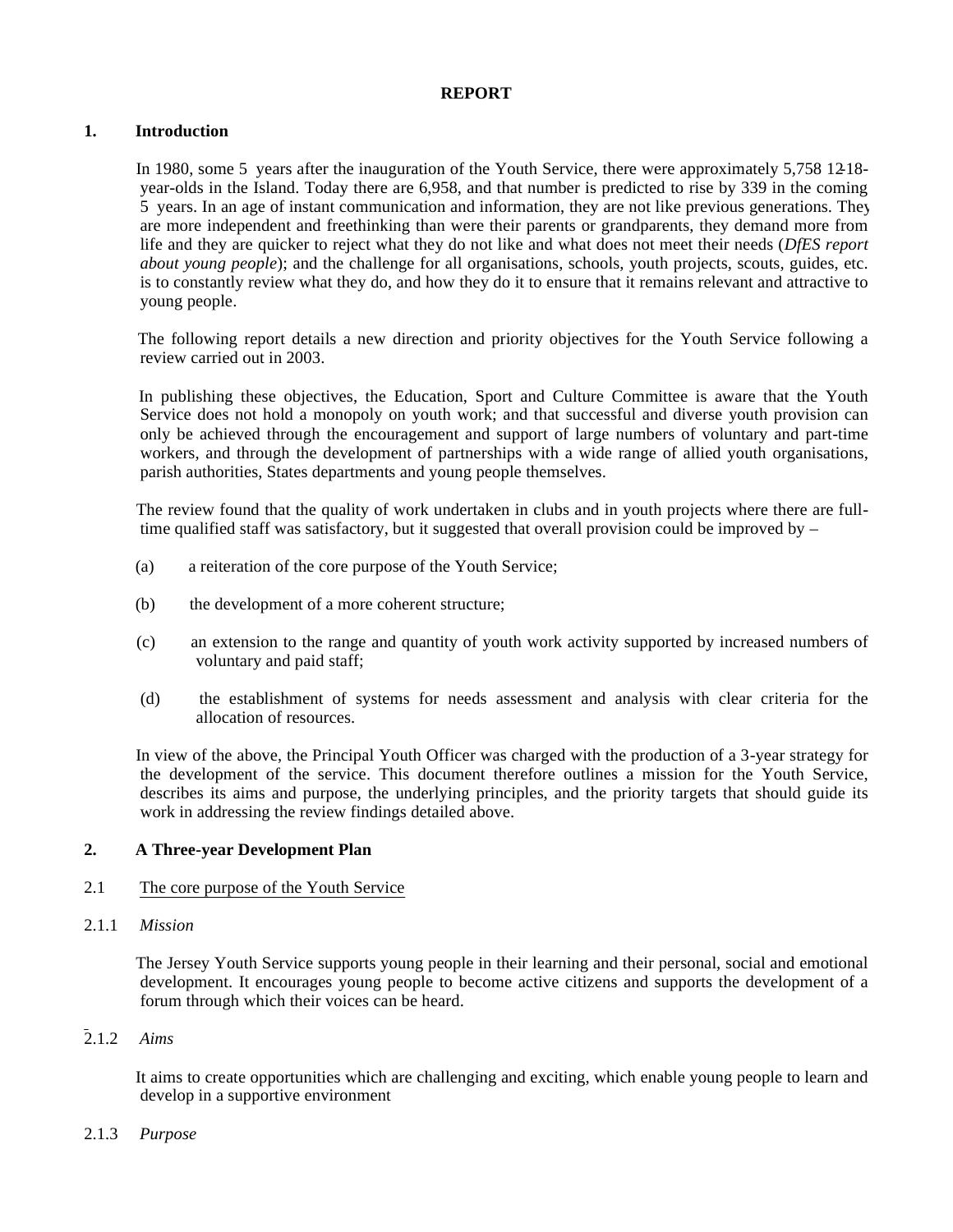**REPORT**

## 1. Introduction

In 1980, some 5 years after the inauguration of the Youth Service, there were approximately 5,758 12-18-year-olds in the Island. Today there are 6,958, and that number is predicted to rise by 339 in the coming 5 years. In an age of instant communication and information, they are not like previous generations. They are more independent and freethinking than were their parents or grandparents, they demand more from life and they are quicker to reject what they do not like and what does not meet their needs (*DfES report about young people*); and the challenge for all organisations, schools, youth projects, scouts, guides, etc. is to constantly review what they do, and how they do it to ensure that it remains relevant and attractive to young people.

The following report details a new direction and priority objectives for the Youth Service following a review carried out in 2003.

In publishing these objectives, the Education, Sport and Culture Committee is aware that the Youth Service does not hold a monopoly on youth work; and that successful and diverse youth provision can only be achieved through the encouragement and support of large numbers of voluntary and part-time workers, and through the development of partnerships with a wide range of allied youth organisations, parish authorities, States departments and young people themselves.

The review found that the quality of work undertaken in clubs and in youth projects where there are full-time qualified staff was satisfactory, but it suggested that overall provision could be improved by –

(a) a reiteration of the core purpose of the Youth Service;

(b) the development of a more coherent structure;

(c) an extension to the range and quantity of youth work activity supported by increased numbers of voluntary and paid staff;

(d) the establishment of systems for needs assessment and analysis with clear criteria for the allocation of resources.

In view of the above, the Principal Youth Officer was charged with the production of a 3-year strategy for the development of the service. This document therefore outlines a mission for the Youth Service, describes its aims and purpose, the underlying principles, and the priority targets that should guide its work in addressing the review findings detailed above.

## 2. A Three-year Development Plan

### 2.1 The core purpose of the Youth Service

#### 2.1.1 *Mission*

The Jersey Youth Service supports young people in their learning and their personal, social and emotional development. It encourages young people to become active citizens and supports the development of a forum through which their voices can be heard.

#### 2.1.2 *Aims*

It aims to create opportunities which are challenging and exciting, which enable young people to learn and develop in a supportive environment

#### 2.1.3 *Purpose*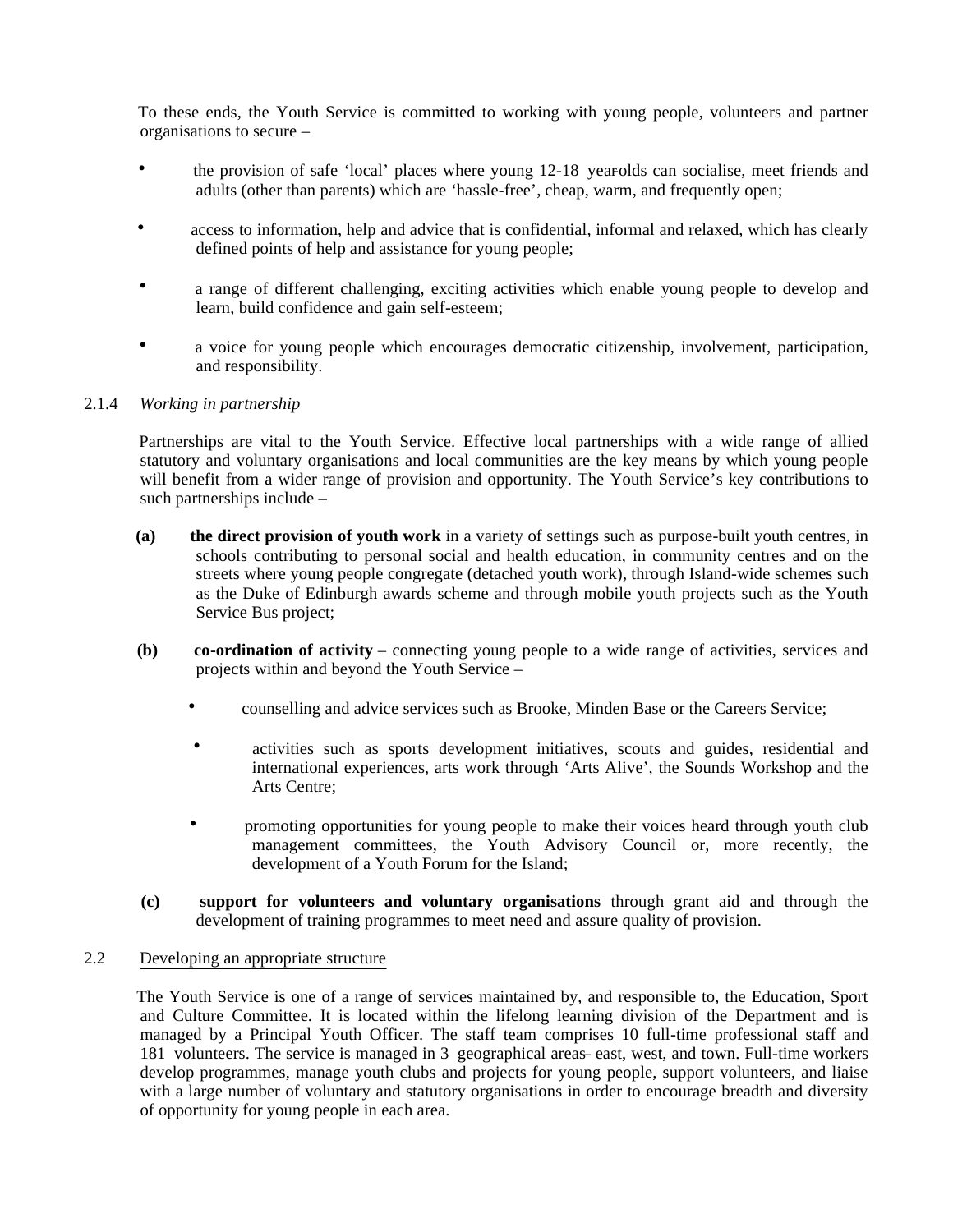To these ends, the Youth Service is committed to working with young people, volunteers and partner organisations to secure –

- the provision of safe 'local' places where young 12-18 year-olds can socialise, meet friends and adults (other than parents) which are 'hassle-free', cheap, warm, and frequently open;
- access to information, help and advice that is confidential, informal and relaxed, which has clearly defined points of help and assistance for young people;
- a range of different challenging, exciting activities which enable young people to develop and learn, build confidence and gain self-esteem;
- a voice for young people which encourages democratic citizenship, involvement, participation, and responsibility.

2.1.4 *Working in partnership*

Partnerships are vital to the Youth Service. Effective local partnerships with a wide range of allied statutory and voluntary organisations and local communities are the key means by which young people will benefit from a wider range of provision and opportunity. The Youth Service's key contributions to such partnerships include –

**(a)** **the direct provision of youth work** in a variety of settings such as purpose-built youth centres, in schools contributing to personal social and health education, in community centres and on the streets where young people congregate (detached youth work), through Island-wide schemes such as the Duke of Edinburgh awards scheme and through mobile youth projects such as the Youth Service Bus project;

**(b)** **co-ordination of activity** – connecting young people to a wide range of activities, services and projects within and beyond the Youth Service –

- counselling and advice services such as Brooke, Minden Base or the Careers Service;
- activities such as sports development initiatives, scouts and guides, residential and international experiences, arts work through 'Arts Alive', the Sounds Workshop and the Arts Centre;
- promoting opportunities for young people to make their voices heard through youth club management committees, the Youth Advisory Council or, more recently, the development of a Youth Forum for the Island;

**(c)** **support for volunteers and voluntary organisations** through grant aid and through the development of training programmes to meet need and assure quality of provision.

2.2 Developing an appropriate structure

The Youth Service is one of a range of services maintained by, and responsible to, the Education, Sport and Culture Committee. It is located within the lifelong learning division of the Department and is managed by a Principal Youth Officer. The staff team comprises 10 full-time professional staff and 181 volunteers. The service is managed in 3 geographical areas – east, west, and town. Full-time workers develop programmes, manage youth clubs and projects for young people, support volunteers, and liaise with a large number of voluntary and statutory organisations in order to encourage breadth and diversity of opportunity for young people in each area.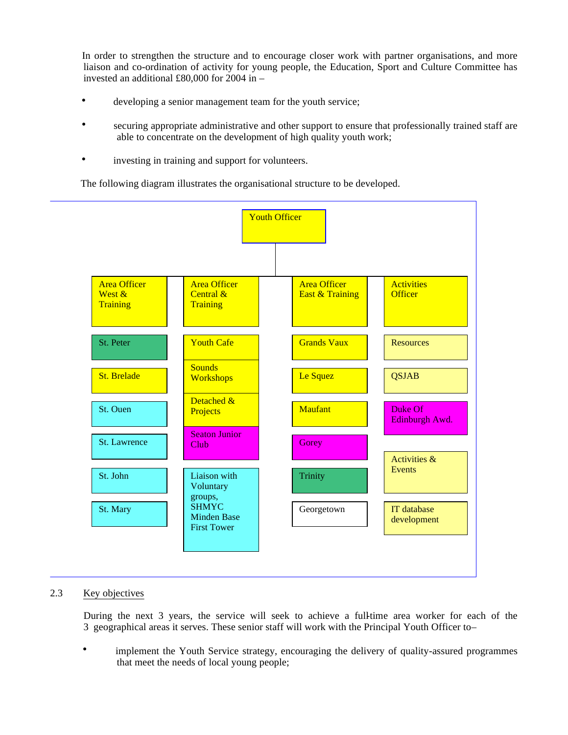In order to strengthen the structure and to encourage closer work with partner organisations, and more liaison and co-ordination of activity for young people, the Education, Sport and Culture Committee has invested an additional £80,000 for 2004 in –

- developing a senior management team for the youth service;
- securing appropriate administrative and other support to ensure that professionally trained staff are able to concentrate on the development of high quality youth work;
- investing in training and support for volunteers.

The following diagram illustrates the organisational structure to be developed.

**Youth Officer**

| Area Officer West & Training | Area Officer Central & Training | Area Officer East & Training | Activities Officer |
|---|---|---|---|
| St. Peter | Youth Cafe | Grands Vaux | Resources |
| St. Brelade | Sounds Workshops | Le Squez | QSJAB |
| St. Ouen | Detached & Projects | Maufant | Duke Of Edinburgh Awd. |
| St. Lawrence | Seaton Junior Club | Gorey | Activities & Events |
| St. John | Liaison with Voluntary groups, SHMYC Minden Base First Tower | Trinity | IT database development |
| St. Mary | | Georgetown | |

2.3 Key objectives

During the next 3 years, the service will seek to achieve a full-time area worker for each of the 3 geographical areas it serves. These senior staff will work with the Principal Youth Officer to–

- implement the Youth Service strategy, encouraging the delivery of quality-assured programmes that meet the needs of local young people;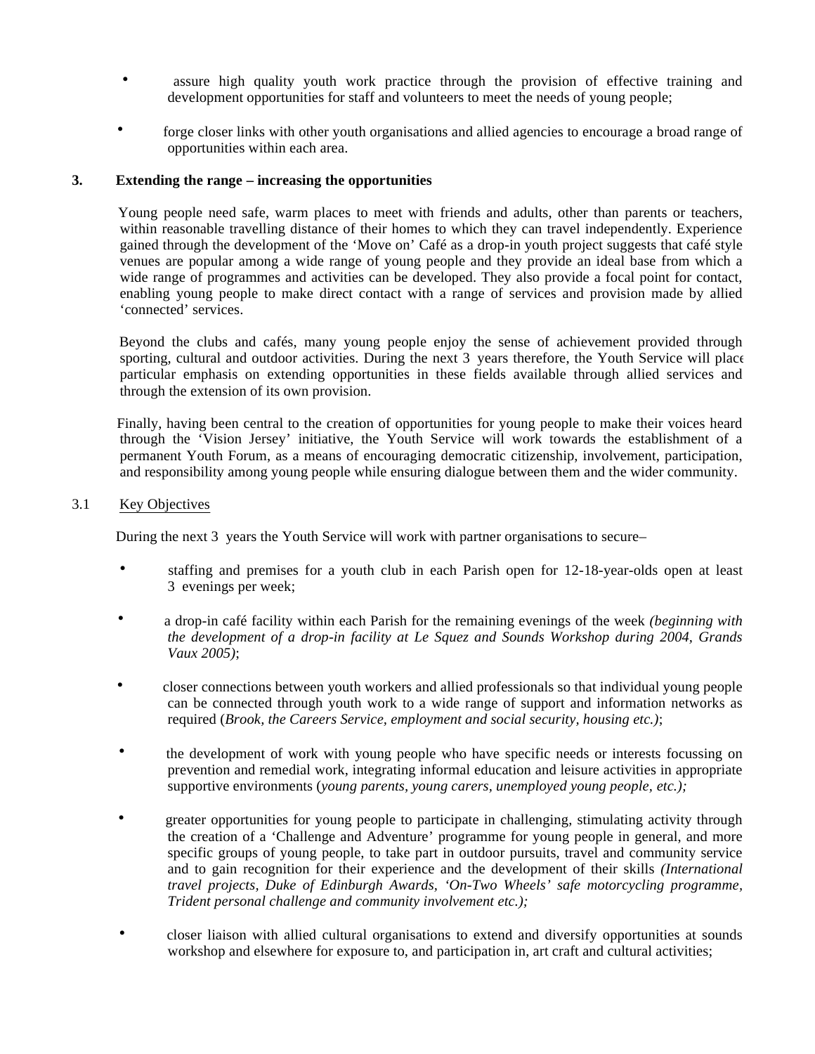- assure high quality youth work practice through the provision of effective training and development opportunities for staff and volunteers to meet the needs of young people;

- forge closer links with other youth organisations and allied agencies to encourage a broad range of opportunities within each area.

## 3. Extending the range – increasing the opportunities

Young people need safe, warm places to meet with friends and adults, other than parents or teachers, within reasonable travelling distance of their homes to which they can travel independently. Experience gained through the development of the 'Move on' Café as a drop-in youth project suggests that café style venues are popular among a wide range of young people and they provide an ideal base from which a wide range of programmes and activities can be developed. They also provide a focal point for contact, enabling young people to make direct contact with a range of services and provision made by allied 'connected' services.

Beyond the clubs and cafés, many young people enjoy the sense of achievement provided through sporting, cultural and outdoor activities. During the next 3 years therefore, the Youth Service will place particular emphasis on extending opportunities in these fields available through allied services and through the extension of its own provision.

Finally, having been central to the creation of opportunities for young people to make their voices heard through the 'Vision Jersey' initiative, the Youth Service will work towards the establishment of a permanent Youth Forum, as a means of encouraging democratic citizenship, involvement, participation, and responsibility among young people while ensuring dialogue between them and the wider community.

### 3.1 Key Objectives

During the next 3 years the Youth Service will work with partner organisations to secure–

- staffing and premises for a youth club in each Parish open for 12-18-year-olds open at least 3 evenings per week;

- a drop-in café facility within each Parish for the remaining evenings of the week *(beginning with the development of a drop-in facility at Le Squez and Sounds Workshop during 2004, Grands Vaux 2005)*;

- closer connections between youth workers and allied professionals so that individual young people can be connected through youth work to a wide range of support and information networks as required (*Brook, the Careers Service, employment and social security, housing etc.)*;

- the development of work with young people who have specific needs or interests focussing on prevention and remedial work, integrating informal education and leisure activities in appropriate supportive environments (*young parents, young carers, unemployed young people, etc.);*

- greater opportunities for young people to participate in challenging, stimulating activity through the creation of a 'Challenge and Adventure' programme for young people in general, and more specific groups of young people, to take part in outdoor pursuits, travel and community service and to gain recognition for their experience and the development of their skills *(International travel projects, Duke of Edinburgh Awards, 'On-Two Wheels' safe motorcycling programme, Trident personal challenge and community involvement etc.);*

- closer liaison with allied cultural organisations to extend and diversify opportunities at sounds workshop and elsewhere for exposure to, and participation in, art craft and cultural activities;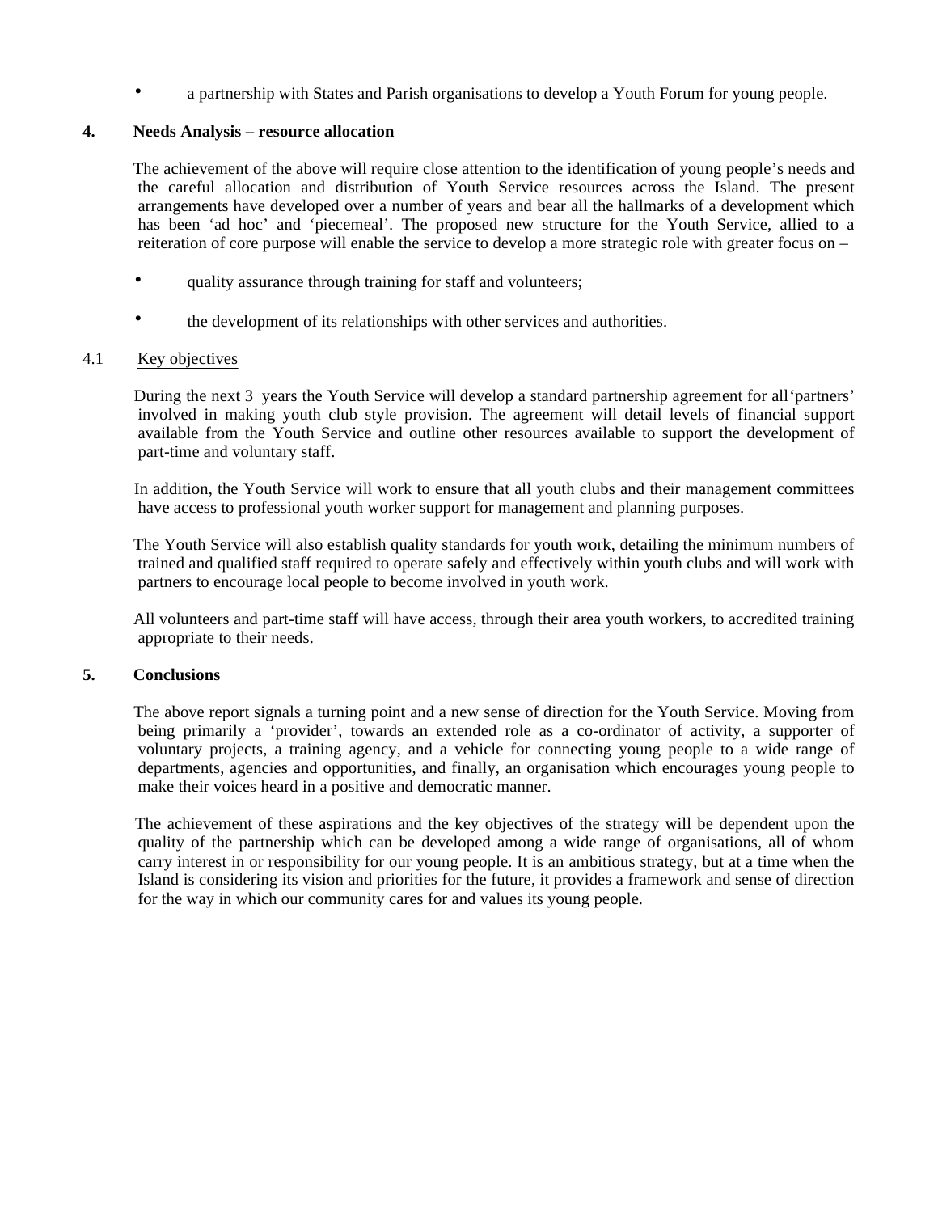- a partnership with States and Parish organisations to develop a Youth Forum for young people.

## 4. Needs Analysis – resource allocation

The achievement of the above will require close attention to the identification of young people's needs and the careful allocation and distribution of Youth Service resources across the Island. The present arrangements have developed over a number of years and bear all the hallmarks of a development which has been 'ad hoc' and 'piecemeal'. The proposed new structure for the Youth Service, allied to a reiteration of core purpose will enable the service to develop a more strategic role with greater focus on –

- quality assurance through training for staff and volunteers;
- the development of its relationships with other services and authorities.

### 4.1 Key objectives

During the next 3 years the Youth Service will develop a standard partnership agreement for all 'partners' involved in making youth club style provision. The agreement will detail levels of financial support available from the Youth Service and outline other resources available to support the development of part-time and voluntary staff.

In addition, the Youth Service will work to ensure that all youth clubs and their management committees have access to professional youth worker support for management and planning purposes.

The Youth Service will also establish quality standards for youth work, detailing the minimum numbers of trained and qualified staff required to operate safely and effectively within youth clubs and will work with partners to encourage local people to become involved in youth work.

All volunteers and part-time staff will have access, through their area youth workers, to accredited training appropriate to their needs.

## 5. Conclusions

The above report signals a turning point and a new sense of direction for the Youth Service. Moving from being primarily a 'provider', towards an extended role as a co-ordinator of activity, a supporter of voluntary projects, a training agency, and a vehicle for connecting young people to a wide range of departments, agencies and opportunities, and finally, an organisation which encourages young people to make their voices heard in a positive and democratic manner.

The achievement of these aspirations and the key objectives of the strategy will be dependent upon the quality of the partnership which can be developed among a wide range of organisations, all of whom carry interest in or responsibility for our young people. It is an ambitious strategy, but at a time when the Island is considering its vision and priorities for the future, it provides a framework and sense of direction for the way in which our community cares for and values its young people.